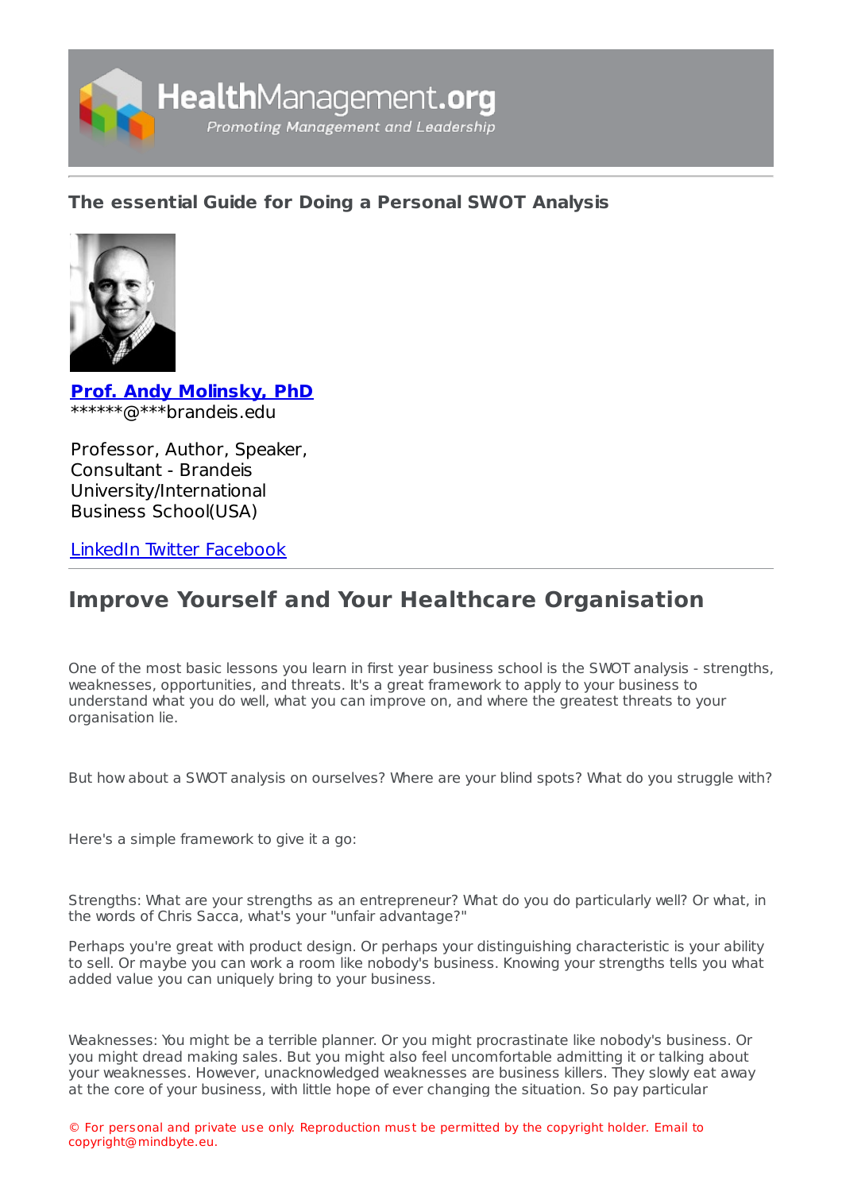## The essential Guide for Doing a Personal SWOT Analysis

**Prof. Andy Molinsky, PhD**
******@***brandeis.edu

Professor, Author, Speaker, Consultant - Brandeis University/International Business School(USA)

LinkedIn Twitter Facebook

# Improve Yourself and Your Healthcare Organisation

One of the most basic lessons you learn in first year business school is the SWOT analysis - strengths, weaknesses, opportunities, and threats. It's a great framework to apply to your business to understand what you do well, what you can improve on, and where the greatest threats to your organisation lie.

But how about a SWOT analysis on ourselves? Where are your blind spots? What do you struggle with?

Here's a simple framework to give it a go:

Strengths: What are your strengths as an entrepreneur? What do you do particularly well? Or what, in the words of Chris Sacca, what's your "unfair advantage?"

Perhaps you're great with product design. Or perhaps your distinguishing characteristic is your ability to sell. Or maybe you can work a room like nobody's business. Knowing your strengths tells you what added value you can uniquely bring to your business.

Weaknesses: You might be a terrible planner. Or you might procrastinate like nobody's business. Or you might dread making sales. But you might also feel uncomfortable admitting it or talking about your weaknesses. However, unacknowledged weaknesses are business killers. They slowly eat away at the core of your business, with little hope of ever changing the situation. So pay particular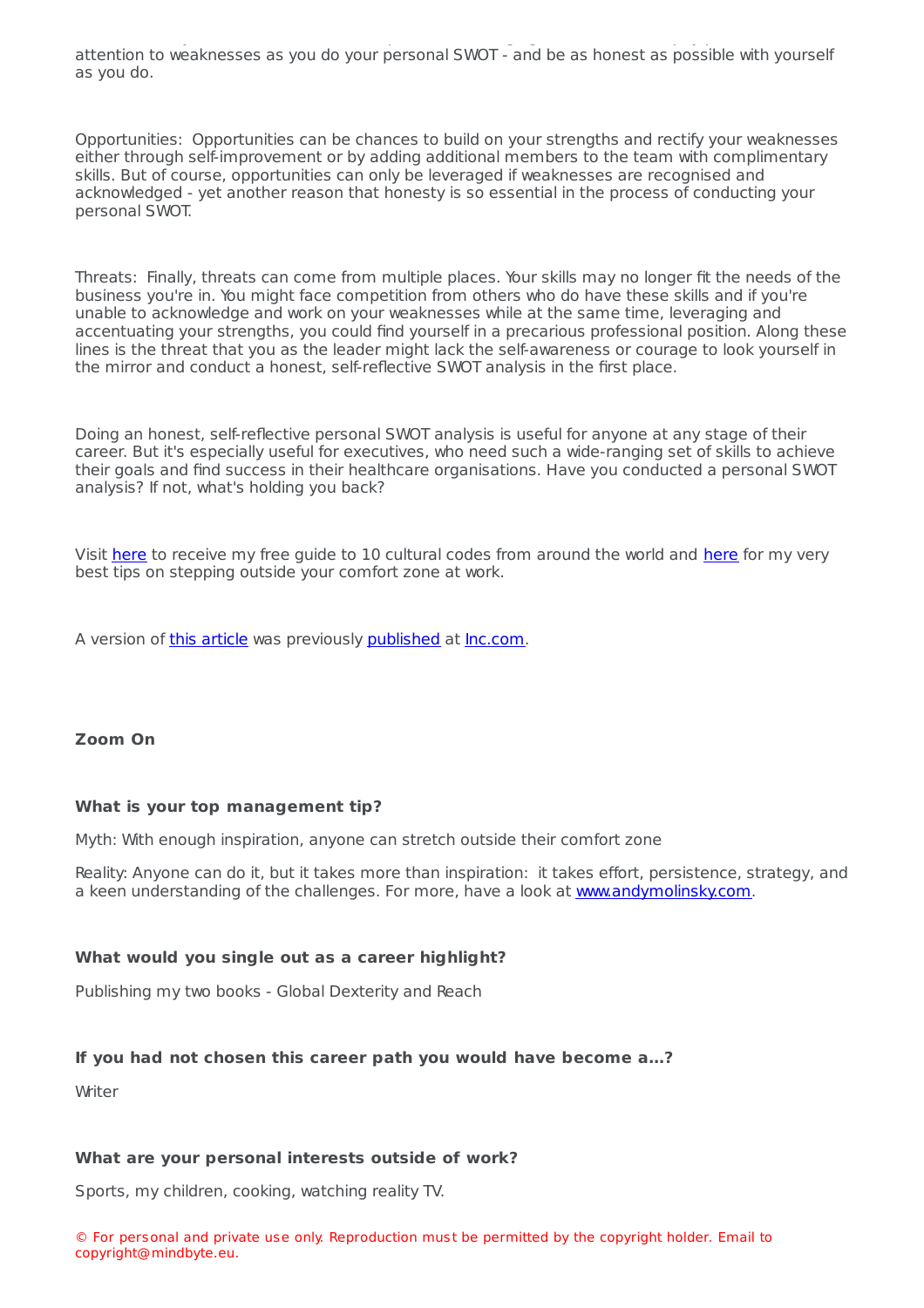attention to weaknesses as you do your personal SWOT - and be as honest as possible with yourself as you do.

Opportunities: Opportunities can be chances to build on your strengths and rectify your weaknesses either through self-improvement or by adding additional members to the team with complimentary skills. But of course, opportunities can only be leveraged if weaknesses are recognised and acknowledged - yet another reason that honesty is so essential in the process of conducting your personal SWOT.

Threats: Finally, threats can come from multiple places. Your skills may no longer fit the needs of the business you're in. You might face competition from others who do have these skills and if you're unable to acknowledge and work on your weaknesses while at the same time, leveraging and accentuating your strengths, you could find yourself in a precarious professional position. Along these lines is the threat that you as the leader might lack the self-awareness or courage to look yourself in the mirror and conduct a honest, self-reflective SWOT analysis in the first place.

Doing an honest, self-reflective personal SWOT analysis is useful for anyone at any stage of their career. But it's especially useful for executives, who need such a wide-ranging set of skills to achieve their goals and find success in their healthcare organisations. Have you conducted a personal SWOT analysis? If not, what's holding you back?

Visit here to receive my free guide to 10 cultural codes from around the world and here for my very best tips on stepping outside your comfort zone at work.

A version of this article was previously published at Inc.com.

**Zoom On**

**What is your top management tip?**

Myth: With enough inspiration, anyone can stretch outside their comfort zone

Reality: Anyone can do it, but it takes more than inspiration: it takes effort, persistence, strategy, and a keen understanding of the challenges. For more, have a look at www.andymolinsky.com.

**What would you single out as a career highlight?**

Publishing my two books - Global Dexterity and Reach

**If you had not chosen this career path you would have become a…?**

Writer

**What are your personal interests outside of work?**

Sports, my children, cooking, watching reality TV.

© For personal and private use only. Reproduction must be permitted by the copyright holder. Email to copyright@mindbyte.eu.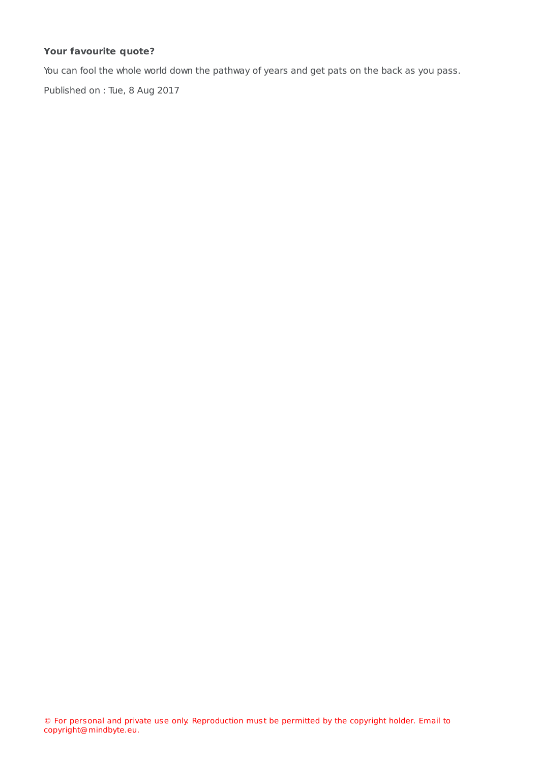**Your favourite quote?**

You can fool the whole world down the pathway of years and get pats on the back as you pass.

Published on : Tue, 8 Aug 2017

© For personal and private use only. Reproduction must be permitted by the copyright holder. Email to copyright@mindbyte.eu.